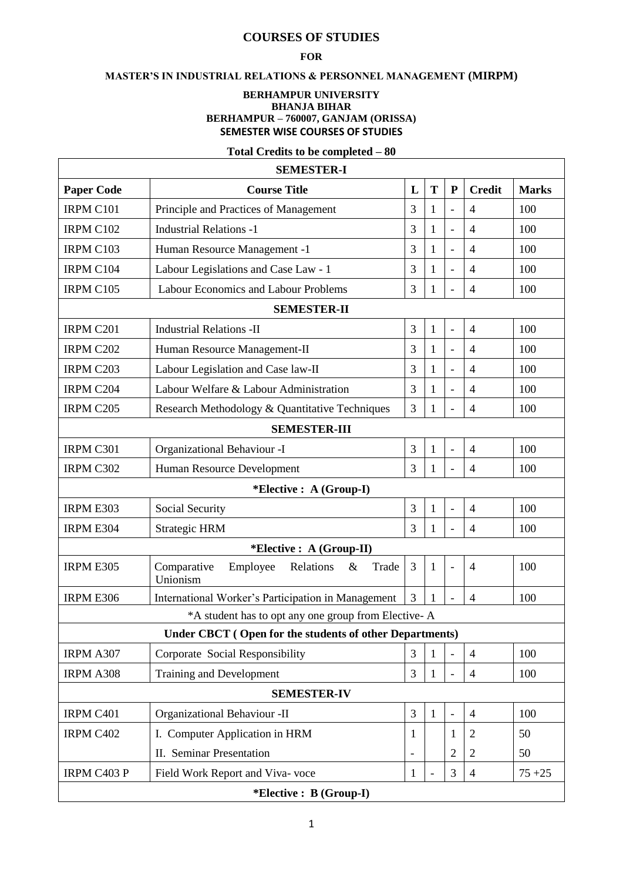# COURSES OF STUDIES

**FOR**

**MASTER'S IN INDUSTRIAL RELATIONS & PERSONNEL MANAGEMENT (MIRPM)**

**BERHAMPUR UNIVERSITY**
**BHANJA BIHAR**
**BERHAMPUR – 760007, GANJAM (ORISSA)**
**SEMESTER WISE COURSES OF STUDIES**

**Total Credits to be completed – 80**

| Paper Code | Course Title | L | T | P | Credit | Marks |
|---|---|---|---|---|---|---|
| **SEMESTER-I** | | | | | | |
| IRPM C101 | Principle and Practices of Management | 3 | 1 | - | 4 | 100 |
| IRPM C102 | Industrial Relations -1 | 3 | 1 | - | 4 | 100 |
| IRPM C103 | Human Resource Management -1 | 3 | 1 | - | 4 | 100 |
| IRPM C104 | Labour Legislations and Case Law - 1 | 3 | 1 | - | 4 | 100 |
| IRPM C105 | Labour Economics and Labour Problems | 3 | 1 | - | 4 | 100 |
| **SEMESTER-II** | | | | | | |
| IRPM C201 | Industrial Relations -II | 3 | 1 | - | 4 | 100 |
| IRPM C202 | Human Resource Management-II | 3 | 1 | - | 4 | 100 |
| IRPM C203 | Labour Legislation and Case law-II | 3 | 1 | - | 4 | 100 |
| IRPM C204 | Labour Welfare & Labour Administration | 3 | 1 | - | 4 | 100 |
| IRPM C205 | Research Methodology & Quantitative Techniques | 3 | 1 | - | 4 | 100 |
| **SEMESTER-III** | | | | | | |
| IRPM C301 | Organizational Behaviour -I | 3 | 1 | - | 4 | 100 |
| IRPM C302 | Human Resource Development | 3 | 1 | - | 4 | 100 |
| ***Elective : A (Group-I)** | | | | | | |
| IRPM E303 | Social Security | 3 | 1 | - | 4 | 100 |
| IRPM E304 | Strategic HRM | 3 | 1 | - | 4 | 100 |
| ***Elective : A (Group-II)** | | | | | | |
| IRPM E305 | Comparative Employee Relations & Trade Unionism | 3 | 1 | - | 4 | 100 |
| IRPM E306 | International Worker's Participation in Management | 3 | 1 | - | 4 | 100 |
| *A student has to opt any one group from Elective- A | | | | | | |
| **Under CBCT ( Open for the students of other Departments)** | | | | | | |
| IRPM A307 | Corporate Social Responsibility | 3 | 1 | - | 4 | 100 |
| IRPM A308 | Training and Development | 3 | 1 | - | 4 | 100 |
| **SEMESTER-IV** | | | | | | |
| IRPM C401 | Organizational Behaviour -II | 3 | 1 | - | 4 | 100 |
| IRPM C402 | I. Computer Application in HRM | 1 | | 1 | 2 | 50 |
| | II. Seminar Presentation | - | | 2 | 2 | 50 |
| IRPM C403 P | Field Work Report and Viva- voce | 1 | - | 3 | 4 | 75 +25 |
| ***Elective : B (Group-I)** | | | | | | |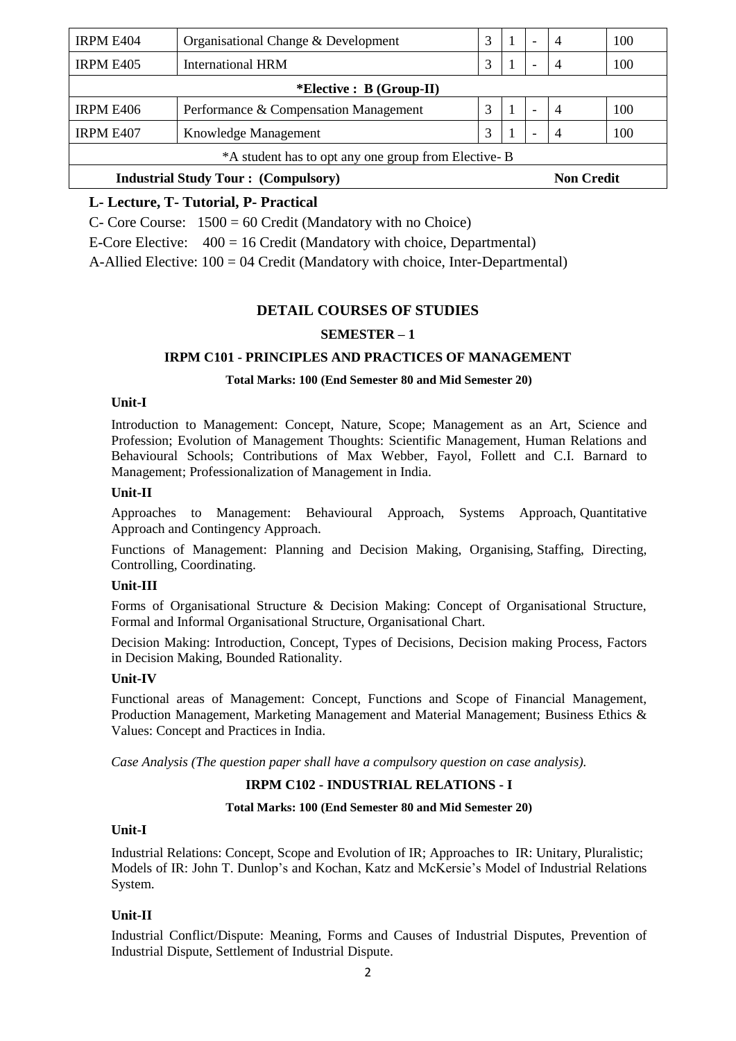| IRPM E404 | Organisational Change & Development | 3 | 1 | - | 4 | 100 |
|---|---|---|---|---|---|---|
| IRPM E405 | International HRM | 3 | 1 | - | 4 | 100 |
| *Elective : B (Group-II) | | | | | | |
| IRPM E406 | Performance & Compensation Management | 3 | 1 | - | 4 | 100 |
| IRPM E407 | Knowledge Management | 3 | 1 | - | 4 | 100 |
| *A student has to opt any one group from Elective- B | | | | | | |
| **Industrial Study Tour : (Compulsory)** | | | | | **Non Credit** | |

**L- Lecture, T- Tutorial, P- Practical**

C- Core Course: 1500 = 60 Credit (Mandatory with no Choice)

E-Core Elective: 400 = 16 Credit (Mandatory with choice, Departmental)

A-Allied Elective: 100 = 04 Credit (Mandatory with choice, Inter-Departmental)

## DETAIL COURSES OF STUDIES

### SEMESTER – 1

### IRPM C101 - PRINCIPLES AND PRACTICES OF MANAGEMENT

**Total Marks: 100 (End Semester 80 and Mid Semester 20)**

**Unit-I**

Introduction to Management: Concept, Nature, Scope; Management as an Art, Science and Profession; Evolution of Management Thoughts: Scientific Management, Human Relations and Behavioural Schools; Contributions of Max Webber, Fayol, Follett and C.I. Barnard to Management; Professionalization of Management in India.

**Unit-II**

Approaches to Management: Behavioural Approach, Systems Approach, Quantitative Approach and Contingency Approach.

Functions of Management: Planning and Decision Making, Organising, Staffing, Directing, Controlling, Coordinating.

**Unit-III**

Forms of Organisational Structure & Decision Making: Concept of Organisational Structure, Formal and Informal Organisational Structure, Organisational Chart.

Decision Making: Introduction, Concept, Types of Decisions, Decision making Process, Factors in Decision Making, Bounded Rationality.

**Unit-IV**

Functional areas of Management: Concept, Functions and Scope of Financial Management, Production Management, Marketing Management and Material Management; Business Ethics & Values: Concept and Practices in India.

*Case Analysis (The question paper shall have a compulsory question on case analysis).*

### IRPM C102 - INDUSTRIAL RELATIONS - I

**Total Marks: 100 (End Semester 80 and Mid Semester 20)**

**Unit-I**

Industrial Relations: Concept, Scope and Evolution of IR; Approaches to IR: Unitary, Pluralistic; Models of IR: John T. Dunlop's and Kochan, Katz and McKersie's Model of Industrial Relations System.

**Unit-II**

Industrial Conflict/Dispute: Meaning, Forms and Causes of Industrial Disputes, Prevention of Industrial Dispute, Settlement of Industrial Dispute.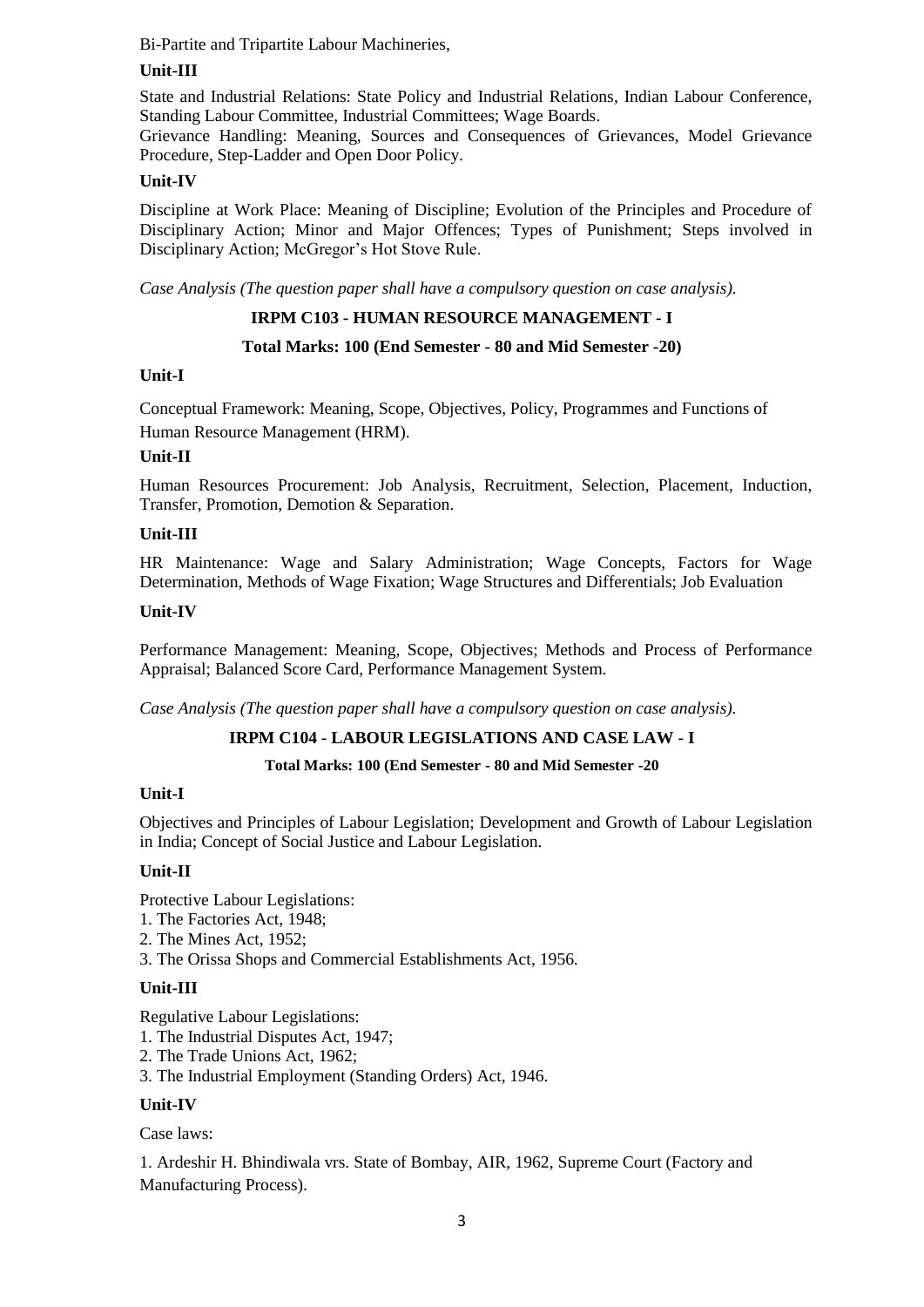Bi-Partite and Tripartite Labour Machineries,

**Unit-III**

State and Industrial Relations: State Policy and Industrial Relations, Indian Labour Conference, Standing Labour Committee, Industrial Committees; Wage Boards.

Grievance Handling: Meaning, Sources and Consequences of Grievances, Model Grievance Procedure, Step-Ladder and Open Door Policy.

**Unit-IV**

Discipline at Work Place: Meaning of Discipline; Evolution of the Principles and Procedure of Disciplinary Action; Minor and Major Offences; Types of Punishment; Steps involved in Disciplinary Action; McGregor's Hot Stove Rule.

*Case Analysis (The question paper shall have a compulsory question on case analysis).*

## IRPM C103 - HUMAN RESOURCE MANAGEMENT - I

**Total Marks: 100 (End Semester - 80 and Mid Semester -20)**

**Unit-I**

Conceptual Framework: Meaning, Scope, Objectives, Policy, Programmes and Functions of Human Resource Management (HRM).

**Unit-II**

Human Resources Procurement: Job Analysis, Recruitment, Selection, Placement, Induction, Transfer, Promotion, Demotion & Separation.

**Unit-III**

HR Maintenance: Wage and Salary Administration; Wage Concepts, Factors for Wage Determination, Methods of Wage Fixation; Wage Structures and Differentials; Job Evaluation

**Unit-IV**

Performance Management: Meaning, Scope, Objectives; Methods and Process of Performance Appraisal; Balanced Score Card, Performance Management System.

*Case Analysis (The question paper shall have a compulsory question on case analysis).*

## IRPM C104 - LABOUR LEGISLATIONS AND CASE LAW - I

**Total Marks: 100 (End Semester - 80 and Mid Semester -20**

**Unit-I**

Objectives and Principles of Labour Legislation; Development and Growth of Labour Legislation in India; Concept of Social Justice and Labour Legislation.

**Unit-II**

Protective Labour Legislations:
1. The Factories Act, 1948;
2. The Mines Act, 1952;
3. The Orissa Shops and Commercial Establishments Act, 1956.

**Unit-III**

Regulative Labour Legislations:
1. The Industrial Disputes Act, 1947;
2. The Trade Unions Act, 1962;
3. The Industrial Employment (Standing Orders) Act, 1946.

**Unit-IV**

Case laws:

1. Ardeshir H. Bhindiwala vrs. State of Bombay, AIR, 1962, Supreme Court (Factory and Manufacturing Process).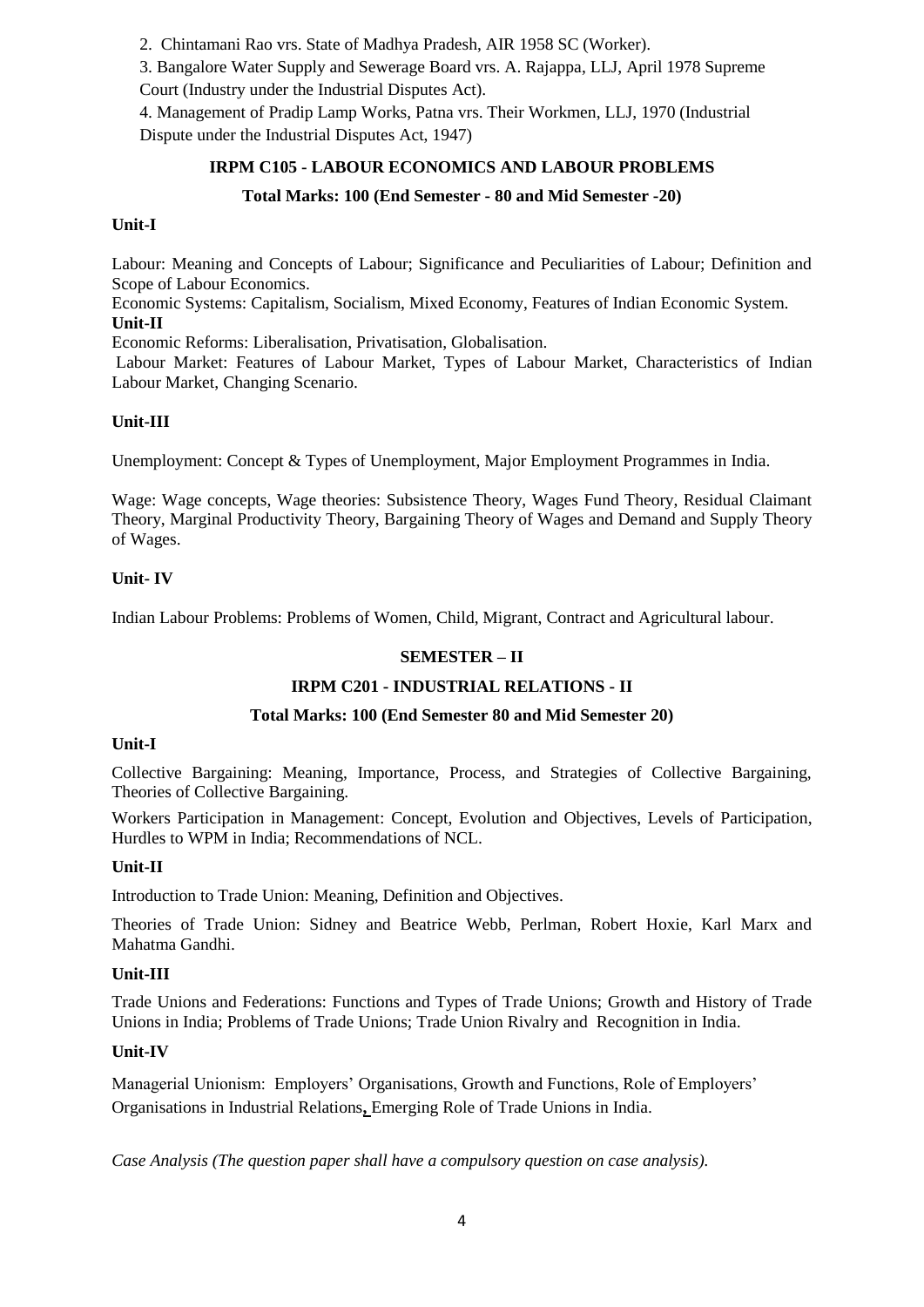2. Chintamani Rao vrs. State of Madhya Pradesh, AIR 1958 SC (Worker).

3. Bangalore Water Supply and Sewerage Board vrs. A. Rajappa, LLJ, April 1978 Supreme Court (Industry under the Industrial Disputes Act).

4. Management of Pradip Lamp Works, Patna vrs. Their Workmen, LLJ, 1970 (Industrial Dispute under the Industrial Disputes Act, 1947)

## IRPM C105 - LABOUR ECONOMICS AND LABOUR PROBLEMS

**Total Marks: 100 (End Semester - 80 and Mid Semester -20)**

**Unit-I**

Labour: Meaning and Concepts of Labour; Significance and Peculiarities of Labour; Definition and Scope of Labour Economics.

Economic Systems: Capitalism, Socialism, Mixed Economy, Features of Indian Economic System.

**Unit-II**

Economic Reforms: Liberalisation, Privatisation, Globalisation.

Labour Market: Features of Labour Market, Types of Labour Market, Characteristics of Indian Labour Market, Changing Scenario.

**Unit-III**

Unemployment: Concept & Types of Unemployment, Major Employment Programmes in India.

Wage: Wage concepts, Wage theories: Subsistence Theory, Wages Fund Theory, Residual Claimant Theory, Marginal Productivity Theory, Bargaining Theory of Wages and Demand and Supply Theory of Wages.

**Unit- IV**

Indian Labour Problems: Problems of Women, Child, Migrant, Contract and Agricultural labour.

# SEMESTER – II

## IRPM C201 - INDUSTRIAL RELATIONS - II

**Total Marks: 100 (End Semester 80 and Mid Semester 20)**

**Unit-I**

Collective Bargaining: Meaning, Importance, Process, and Strategies of Collective Bargaining, Theories of Collective Bargaining.

Workers Participation in Management: Concept, Evolution and Objectives, Levels of Participation, Hurdles to WPM in India; Recommendations of NCL.

**Unit-II**

Introduction to Trade Union: Meaning, Definition and Objectives.

Theories of Trade Union: Sidney and Beatrice Webb, Perlman, Robert Hoxie, Karl Marx and Mahatma Gandhi.

**Unit-III**

Trade Unions and Federations: Functions and Types of Trade Unions; Growth and History of Trade Unions in India; Problems of Trade Unions; Trade Union Rivalry and Recognition in India.

**Unit-IV**

Managerial Unionism: Employers' Organisations, Growth and Functions, Role of Employers' Organisations in Industrial Relations, Emerging Role of Trade Unions in India.

*Case Analysis (The question paper shall have a compulsory question on case analysis).*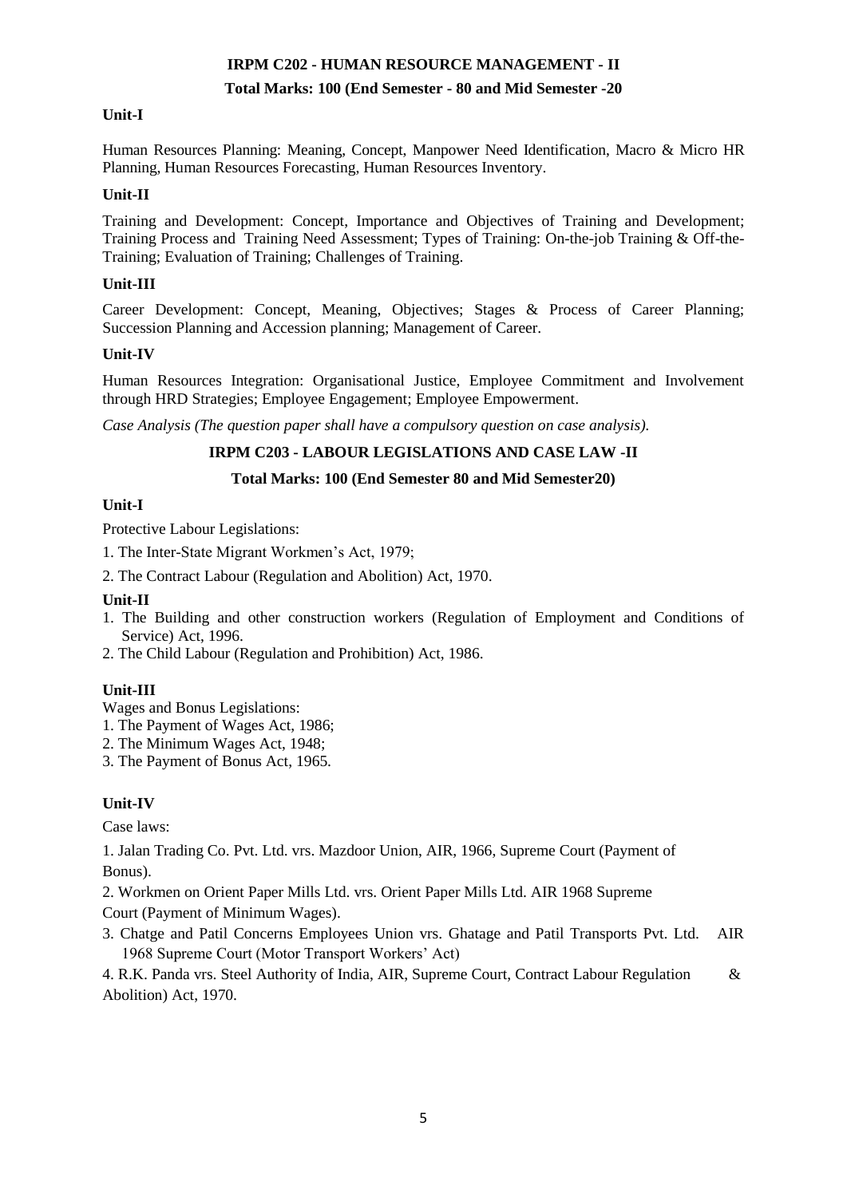## IRPM C202 - HUMAN RESOURCE MANAGEMENT - II

**Total Marks: 100 (End Semester - 80 and Mid Semester -20**

**Unit-I**

Human Resources Planning: Meaning, Concept, Manpower Need Identification, Macro & Micro HR Planning, Human Resources Forecasting, Human Resources Inventory.

**Unit-II**

Training and Development: Concept, Importance and Objectives of Training and Development; Training Process and Training Need Assessment; Types of Training: On-the-job Training & Off-the-Training; Evaluation of Training; Challenges of Training.

**Unit-III**

Career Development: Concept, Meaning, Objectives; Stages & Process of Career Planning; Succession Planning and Accession planning; Management of Career.

**Unit-IV**

Human Resources Integration: Organisational Justice, Employee Commitment and Involvement through HRD Strategies; Employee Engagement; Employee Empowerment.

*Case Analysis (The question paper shall have a compulsory question on case analysis).*

## IRPM C203 - LABOUR LEGISLATIONS AND CASE LAW -II

**Total Marks: 100 (End Semester 80 and Mid Semester20)**

**Unit-I**

Protective Labour Legislations:

1. The Inter-State Migrant Workmen's Act, 1979;
2. The Contract Labour (Regulation and Abolition) Act, 1970.

**Unit-II**

1. The Building and other construction workers (Regulation of Employment and Conditions of Service) Act, 1996.
2. The Child Labour (Regulation and Prohibition) Act, 1986.

**Unit-III**

Wages and Bonus Legislations:

1. The Payment of Wages Act, 1986;
2. The Minimum Wages Act, 1948;
3. The Payment of Bonus Act, 1965.

**Unit-IV**

Case laws:

1. Jalan Trading Co. Pvt. Ltd. vrs. Mazdoor Union, AIR, 1966, Supreme Court (Payment of Bonus).
2. Workmen on Orient Paper Mills Ltd. vrs. Orient Paper Mills Ltd. AIR 1968 Supreme Court (Payment of Minimum Wages).
3. Chatge and Patil Concerns Employees Union vrs. Ghatage and Patil Transports Pvt. Ltd. AIR 1968 Supreme Court (Motor Transport Workers' Act)
4. R.K. Panda vrs. Steel Authority of India, AIR, Supreme Court, Contract Labour Regulation & Abolition) Act, 1970.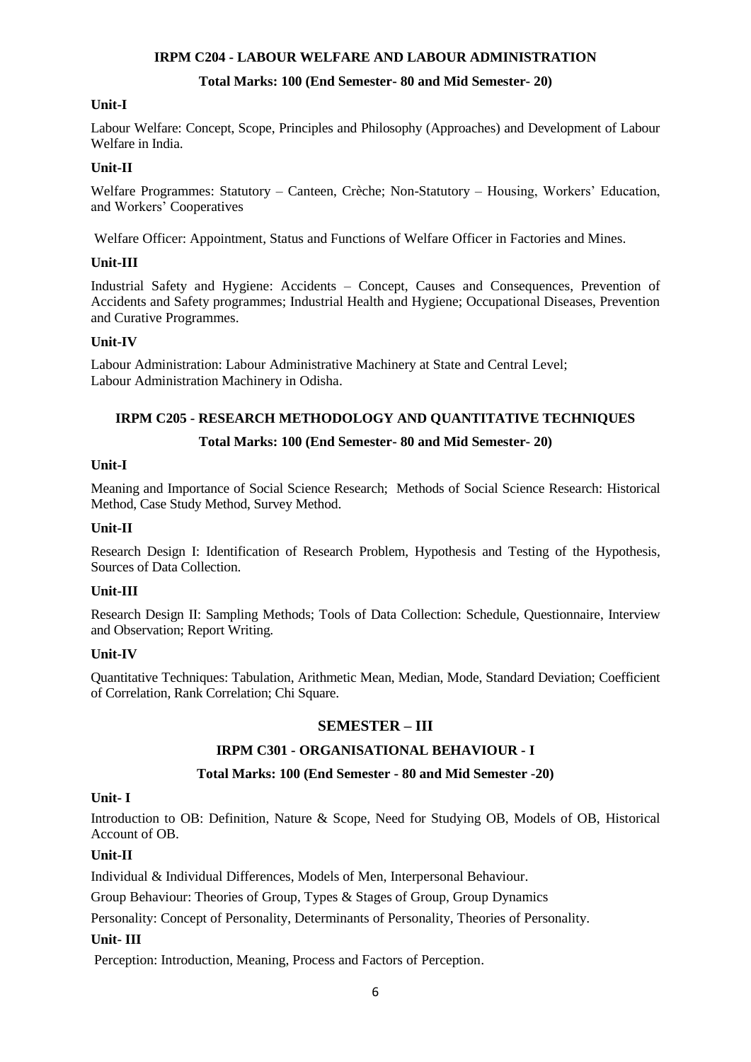### IRPM C204 - LABOUR WELFARE AND LABOUR ADMINISTRATION

**Total Marks: 100 (End Semester- 80 and Mid Semester- 20)**

**Unit-I**

Labour Welfare: Concept, Scope, Principles and Philosophy (Approaches) and Development of Labour Welfare in India.

**Unit-II**

Welfare Programmes: Statutory – Canteen, Crèche; Non-Statutory – Housing, Workers' Education, and Workers' Cooperatives

Welfare Officer: Appointment, Status and Functions of Welfare Officer in Factories and Mines.

**Unit-III**

Industrial Safety and Hygiene: Accidents – Concept, Causes and Consequences, Prevention of Accidents and Safety programmes; Industrial Health and Hygiene; Occupational Diseases, Prevention and Curative Programmes.

**Unit-IV**

Labour Administration: Labour Administrative Machinery at State and Central Level;
Labour Administration Machinery in Odisha.

### IRPM C205 - RESEARCH METHODOLOGY AND QUANTITATIVE TECHNIQUES

**Total Marks: 100 (End Semester- 80 and Mid Semester- 20)**

**Unit-I**

Meaning and Importance of Social Science Research; Methods of Social Science Research: Historical Method, Case Study Method, Survey Method.

**Unit-II**

Research Design I: Identification of Research Problem, Hypothesis and Testing of the Hypothesis, Sources of Data Collection.

**Unit-III**

Research Design II: Sampling Methods; Tools of Data Collection: Schedule, Questionnaire, Interview and Observation; Report Writing.

**Unit-IV**

Quantitative Techniques: Tabulation, Arithmetic Mean, Median, Mode, Standard Deviation; Coefficient of Correlation, Rank Correlation; Chi Square.

## SEMESTER – III

### IRPM C301 - ORGANISATIONAL BEHAVIOUR - I

**Total Marks: 100 (End Semester - 80 and Mid Semester -20)**

**Unit- I**

Introduction to OB: Definition, Nature & Scope, Need for Studying OB, Models of OB, Historical Account of OB.

**Unit-II**

Individual & Individual Differences, Models of Men, Interpersonal Behaviour.

Group Behaviour: Theories of Group, Types & Stages of Group, Group Dynamics

Personality: Concept of Personality, Determinants of Personality, Theories of Personality.

**Unit- III**

Perception: Introduction, Meaning, Process and Factors of Perception.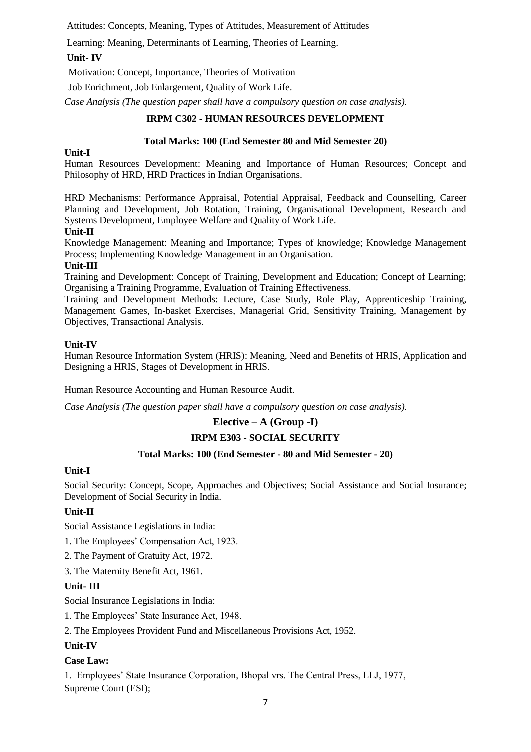Attitudes: Concepts, Meaning, Types of Attitudes, Measurement of Attitudes

Learning: Meaning, Determinants of Learning, Theories of Learning.

**Unit- IV**

Motivation: Concept, Importance, Theories of Motivation

Job Enrichment, Job Enlargement, Quality of Work Life.

*Case Analysis (The question paper shall have a compulsory question on case analysis).*

## IRPM C302 - HUMAN RESOURCES DEVELOPMENT

**Total Marks: 100 (End Semester 80 and Mid Semester 20)**

**Unit-I**

Human Resources Development: Meaning and Importance of Human Resources; Concept and Philosophy of HRD, HRD Practices in Indian Organisations.

HRD Mechanisms: Performance Appraisal, Potential Appraisal, Feedback and Counselling, Career Planning and Development, Job Rotation, Training, Organisational Development, Research and Systems Development, Employee Welfare and Quality of Work Life.

**Unit-II**

Knowledge Management: Meaning and Importance; Types of knowledge; Knowledge Management Process; Implementing Knowledge Management in an Organisation.

**Unit-III**

Training and Development: Concept of Training, Development and Education; Concept of Learning; Organising a Training Programme, Evaluation of Training Effectiveness.

Training and Development Methods: Lecture, Case Study, Role Play, Apprenticeship Training, Management Games, In-basket Exercises, Managerial Grid, Sensitivity Training, Management by Objectives, Transactional Analysis.

**Unit-IV**

Human Resource Information System (HRIS): Meaning, Need and Benefits of HRIS, Application and Designing a HRIS, Stages of Development in HRIS.

Human Resource Accounting and Human Resource Audit.

*Case Analysis (The question paper shall have a compulsory question on case analysis).*

## Elective – A (Group -I)

## IRPM E303 - SOCIAL SECURITY

**Total Marks: 100 (End Semester - 80 and Mid Semester - 20)**

**Unit-I**

Social Security: Concept, Scope, Approaches and Objectives; Social Assistance and Social Insurance; Development of Social Security in India.

**Unit-II**

Social Assistance Legislations in India:

1. The Employees' Compensation Act, 1923.
2. The Payment of Gratuity Act, 1972.
3. The Maternity Benefit Act, 1961.

**Unit- III**

Social Insurance Legislations in India:

1. The Employees' State Insurance Act, 1948.
2. The Employees Provident Fund and Miscellaneous Provisions Act, 1952.

**Unit-IV**

**Case Law:**

1. Employees' State Insurance Corporation, Bhopal vrs. The Central Press, LLJ, 1977, Supreme Court (ESI);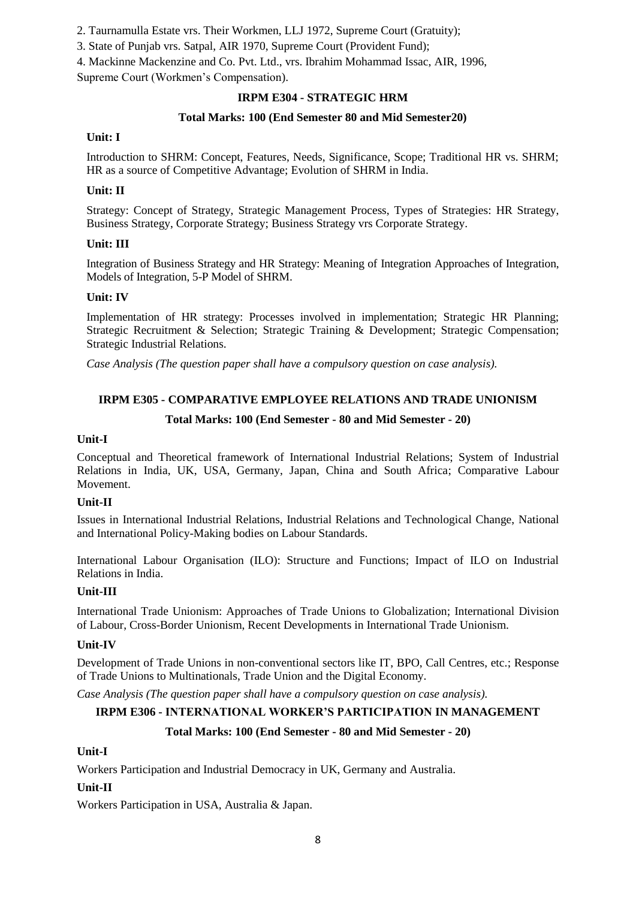2. Taurnamulla Estate vrs. Their Workmen, LLJ 1972, Supreme Court (Gratuity);

3. State of Punjab vrs. Satpal, AIR 1970, Supreme Court (Provident Fund);

4. Mackinne Mackenzine and Co. Pvt. Ltd., vrs. Ibrahim Mohammad Issac, AIR, 1996, Supreme Court (Workmen's Compensation).

## IRPM E304 - STRATEGIC HRM

**Total Marks: 100 (End Semester 80 and Mid Semester20)**

**Unit: I**

Introduction to SHRM: Concept, Features, Needs, Significance, Scope; Traditional HR vs. SHRM; HR as a source of Competitive Advantage; Evolution of SHRM in India.

**Unit: II**

Strategy: Concept of Strategy, Strategic Management Process, Types of Strategies: HR Strategy, Business Strategy, Corporate Strategy; Business Strategy vrs Corporate Strategy.

**Unit: III**

Integration of Business Strategy and HR Strategy: Meaning of Integration Approaches of Integration, Models of Integration, 5-P Model of SHRM.

**Unit: IV**

Implementation of HR strategy: Processes involved in implementation; Strategic HR Planning; Strategic Recruitment & Selection; Strategic Training & Development; Strategic Compensation; Strategic Industrial Relations.

*Case Analysis (The question paper shall have a compulsory question on case analysis).*

## IRPM E305 - COMPARATIVE EMPLOYEE RELATIONS AND TRADE UNIONISM

**Total Marks: 100 (End Semester - 80 and Mid Semester - 20)**

**Unit-I**

Conceptual and Theoretical framework of International Industrial Relations; System of Industrial Relations in India, UK, USA, Germany, Japan, China and South Africa; Comparative Labour Movement.

**Unit-II**

Issues in International Industrial Relations, Industrial Relations and Technological Change, National and International Policy-Making bodies on Labour Standards.

International Labour Organisation (ILO): Structure and Functions; Impact of ILO on Industrial Relations in India.

**Unit-III**

International Trade Unionism: Approaches of Trade Unions to Globalization; International Division of Labour, Cross-Border Unionism, Recent Developments in International Trade Unionism.

**Unit-IV**

Development of Trade Unions in non-conventional sectors like IT, BPO, Call Centres, etc.; Response of Trade Unions to Multinationals, Trade Union and the Digital Economy.

*Case Analysis (The question paper shall have a compulsory question on case analysis).*

## IRPM E306 - INTERNATIONAL WORKER'S PARTICIPATION IN MANAGEMENT

**Total Marks: 100 (End Semester - 80 and Mid Semester - 20)**

**Unit-I**

Workers Participation and Industrial Democracy in UK, Germany and Australia.

**Unit-II**

Workers Participation in USA, Australia & Japan.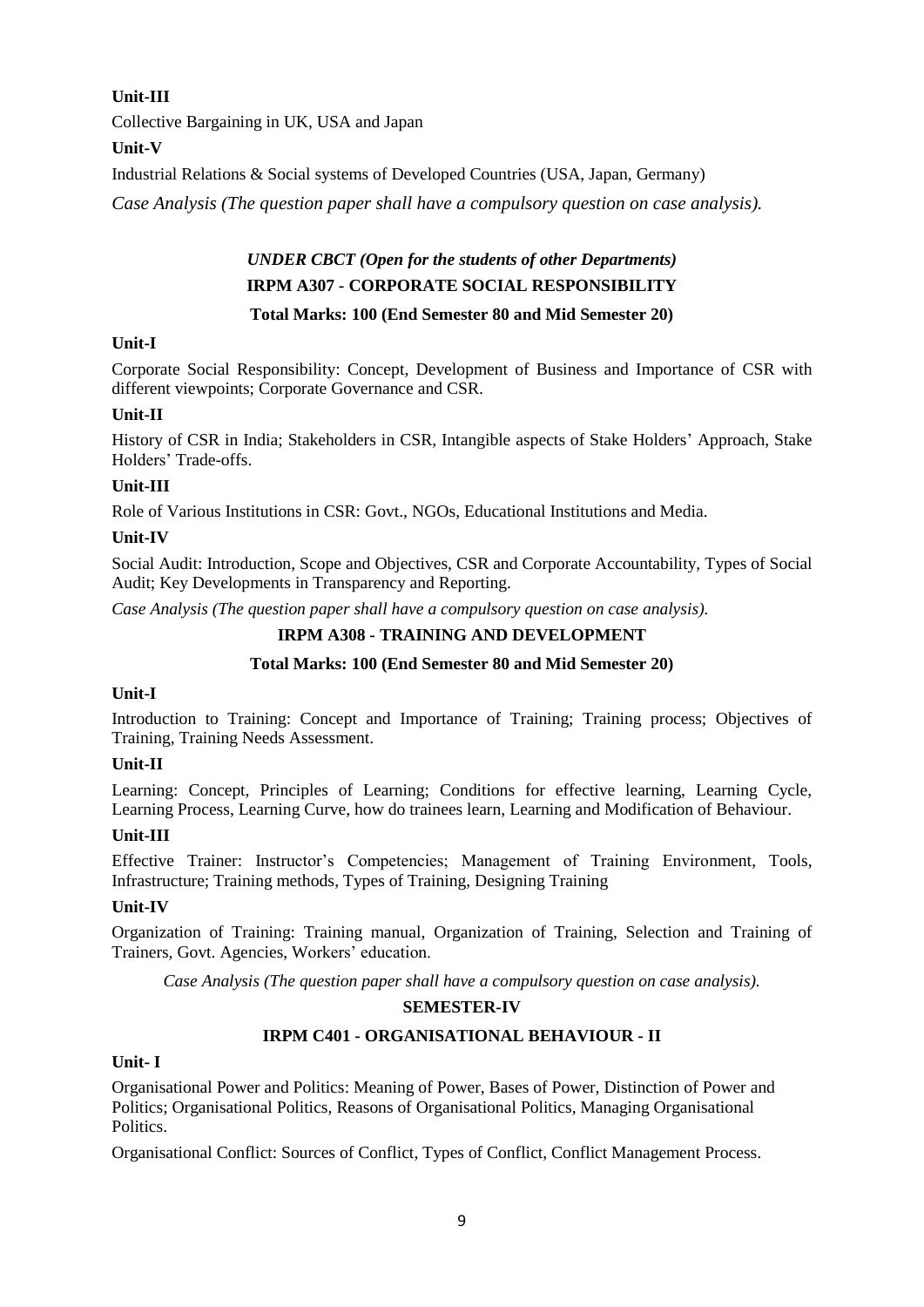**Unit-III**

Collective Bargaining in UK, USA and Japan

**Unit-V**

Industrial Relations & Social systems of Developed Countries (USA, Japan, Germany)

*Case Analysis (The question paper shall have a compulsory question on case analysis).*

*UNDER CBCT (Open for the students of other Departments)*

## IRPM A307 - CORPORATE SOCIAL RESPONSIBILITY

**Total Marks: 100 (End Semester 80 and Mid Semester 20)**

**Unit-I**

Corporate Social Responsibility: Concept, Development of Business and Importance of CSR with different viewpoints; Corporate Governance and CSR.

**Unit-II**

History of CSR in India; Stakeholders in CSR, Intangible aspects of Stake Holders' Approach, Stake Holders' Trade-offs.

**Unit-III**

Role of Various Institutions in CSR: Govt., NGOs, Educational Institutions and Media.

**Unit-IV**

Social Audit: Introduction, Scope and Objectives, CSR and Corporate Accountability, Types of Social Audit; Key Developments in Transparency and Reporting.

*Case Analysis (The question paper shall have a compulsory question on case analysis).*

## IRPM A308 - TRAINING AND DEVELOPMENT

**Total Marks: 100 (End Semester 80 and Mid Semester 20)**

**Unit-I**

Introduction to Training: Concept and Importance of Training; Training process; Objectives of Training, Training Needs Assessment.

**Unit-II**

Learning: Concept, Principles of Learning; Conditions for effective learning, Learning Cycle, Learning Process, Learning Curve, how do trainees learn, Learning and Modification of Behaviour.

**Unit-III**

Effective Trainer: Instructor's Competencies; Management of Training Environment, Tools, Infrastructure; Training methods, Types of Training, Designing Training

**Unit-IV**

Organization of Training: Training manual, Organization of Training, Selection and Training of Trainers, Govt. Agencies, Workers' education.

*Case Analysis (The question paper shall have a compulsory question on case analysis).*

# SEMESTER-IV

## IRPM C401 - ORGANISATIONAL BEHAVIOUR - II

**Unit- I**

Organisational Power and Politics: Meaning of Power, Bases of Power, Distinction of Power and Politics; Organisational Politics, Reasons of Organisational Politics, Managing Organisational Politics.

Organisational Conflict: Sources of Conflict, Types of Conflict, Conflict Management Process.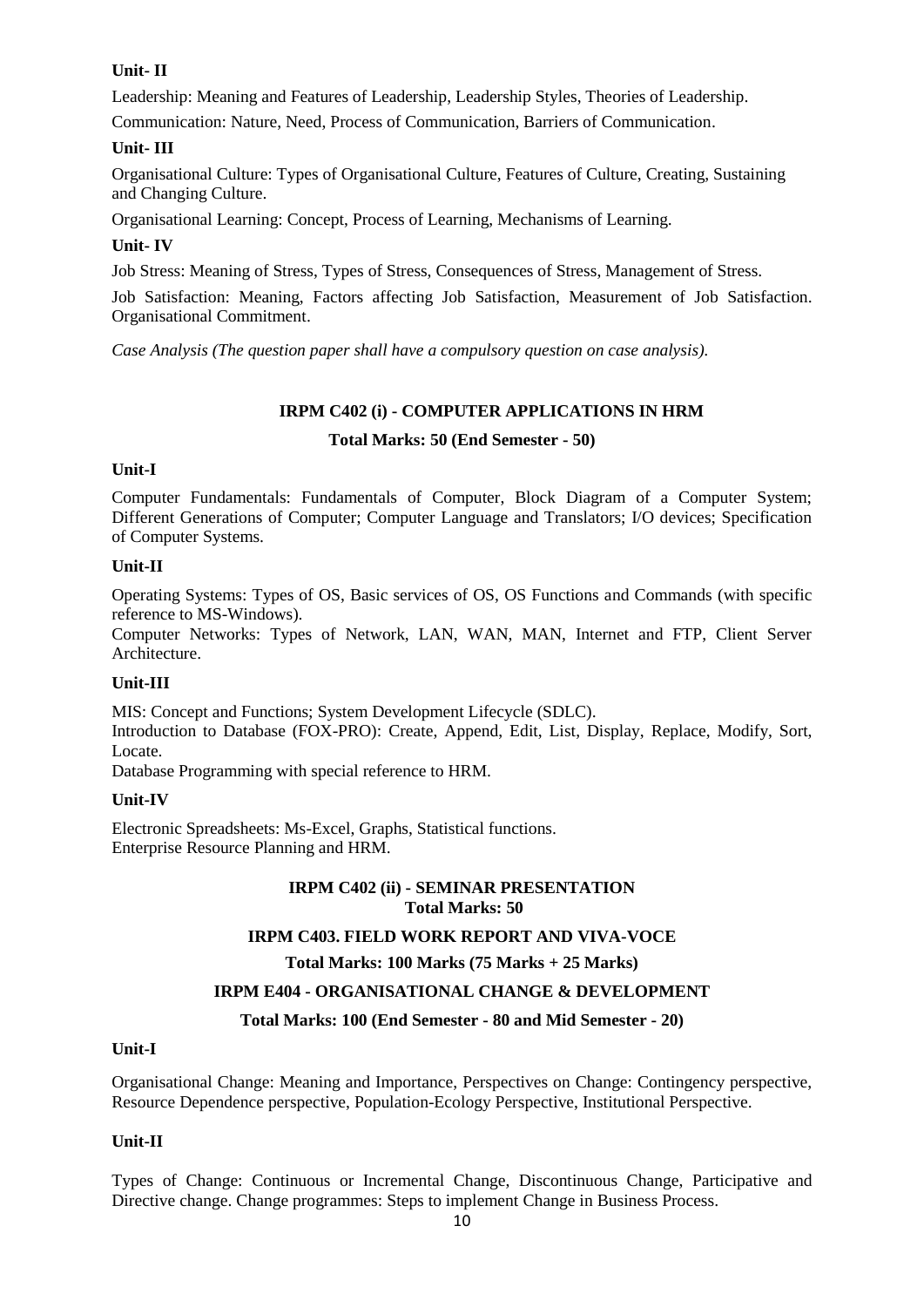**Unit- II**

Leadership: Meaning and Features of Leadership, Leadership Styles, Theories of Leadership.

Communication: Nature, Need, Process of Communication, Barriers of Communication.

**Unit- III**

Organisational Culture: Types of Organisational Culture, Features of Culture, Creating, Sustaining and Changing Culture.

Organisational Learning: Concept, Process of Learning, Mechanisms of Learning.

**Unit- IV**

Job Stress: Meaning of Stress, Types of Stress, Consequences of Stress, Management of Stress.

Job Satisfaction: Meaning, Factors affecting Job Satisfaction, Measurement of Job Satisfaction. Organisational Commitment.

*Case Analysis (The question paper shall have a compulsory question on case analysis).*

## IRPM C402 (i) - COMPUTER APPLICATIONS IN HRM

**Total Marks: 50 (End Semester - 50)**

**Unit-I**

Computer Fundamentals: Fundamentals of Computer, Block Diagram of a Computer System; Different Generations of Computer; Computer Language and Translators; I/O devices; Specification of Computer Systems.

**Unit-II**

Operating Systems: Types of OS, Basic services of OS, OS Functions and Commands (with specific reference to MS-Windows).

Computer Networks: Types of Network, LAN, WAN, MAN, Internet and FTP, Client Server Architecture.

**Unit-III**

MIS: Concept and Functions; System Development Lifecycle (SDLC).

Introduction to Database (FOX-PRO): Create, Append, Edit, List, Display, Replace, Modify, Sort, Locate.

Database Programming with special reference to HRM.

**Unit-IV**

Electronic Spreadsheets: Ms-Excel, Graphs, Statistical functions.

Enterprise Resource Planning and HRM.

## IRPM C402 (ii) - SEMINAR PRESENTATION

**Total Marks: 50**

## IRPM C403. FIELD WORK REPORT AND VIVA-VOCE

**Total Marks: 100 Marks (75 Marks + 25 Marks)**

## IRPM E404 - ORGANISATIONAL CHANGE & DEVELOPMENT

**Total Marks: 100 (End Semester - 80 and Mid Semester - 20)**

**Unit-I**

Organisational Change: Meaning and Importance, Perspectives on Change: Contingency perspective, Resource Dependence perspective, Population-Ecology Perspective, Institutional Perspective.

**Unit-II**

Types of Change: Continuous or Incremental Change, Discontinuous Change, Participative and Directive change. Change programmes: Steps to implement Change in Business Process.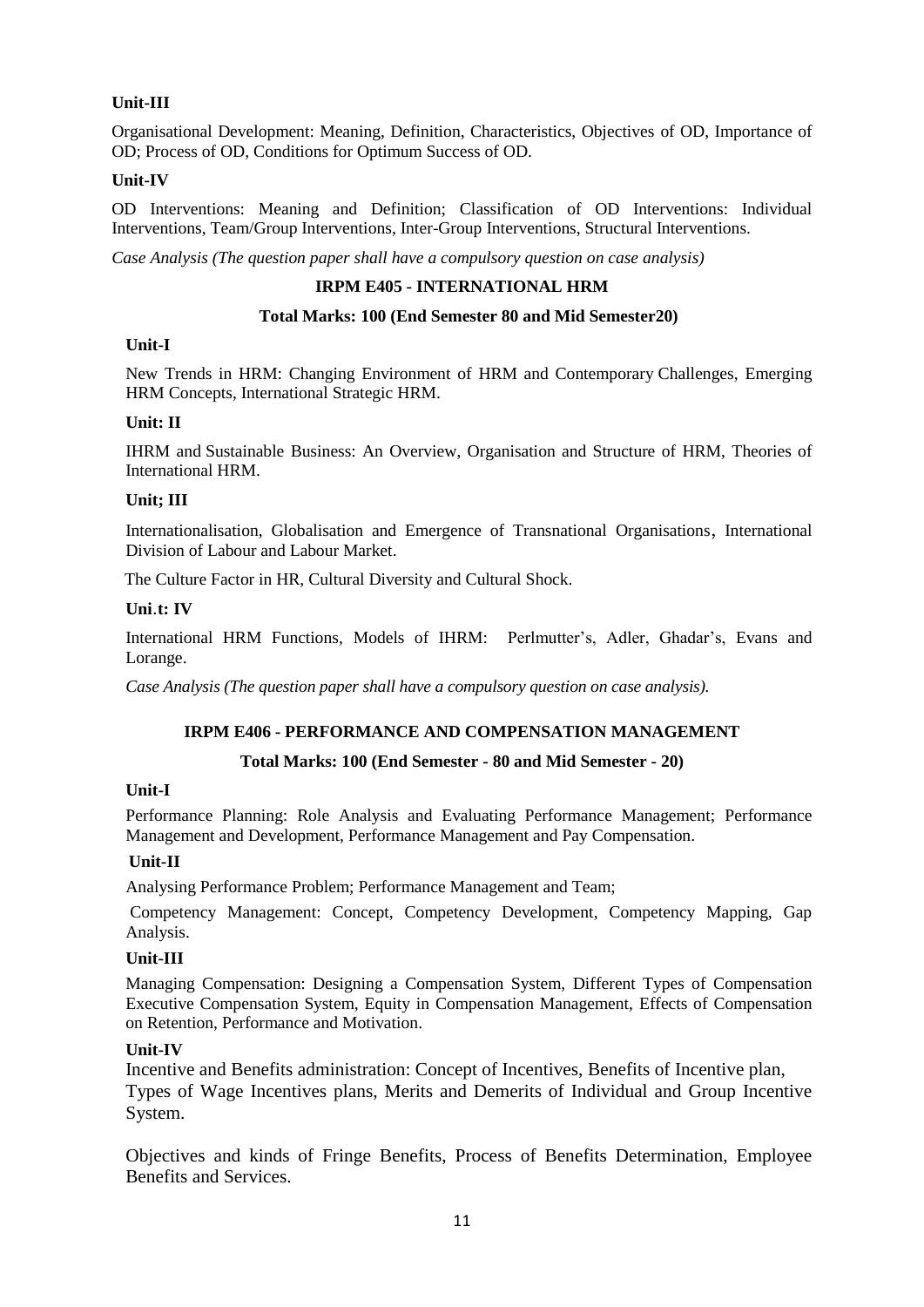**Unit-III**

Organisational Development: Meaning, Definition, Characteristics, Objectives of OD, Importance of OD; Process of OD, Conditions for Optimum Success of OD.

**Unit-IV**

OD Interventions: Meaning and Definition; Classification of OD Interventions: Individual Interventions, Team/Group Interventions, Inter-Group Interventions, Structural Interventions.

*Case Analysis (The question paper shall have a compulsory question on case analysis)*

## IRPM E405 - INTERNATIONAL HRM

**Total Marks: 100 (End Semester 80 and Mid Semester20)**

**Unit-I**

New Trends in HRM: Changing Environment of HRM and Contemporary Challenges, Emerging HRM Concepts, International Strategic HRM.

**Unit: II**

IHRM and Sustainable Business: An Overview, Organisation and Structure of HRM, Theories of International HRM.

**Unit; III**

Internationalisation, Globalisation and Emergence of Transnational Organisations, International Division of Labour and Labour Market.

The Culture Factor in HR, Cultural Diversity and Cultural Shock.

**Uni.t: IV**

International HRM Functions, Models of IHRM: Perlmutter's, Adler, Ghadar's, Evans and Lorange.

*Case Analysis (The question paper shall have a compulsory question on case analysis).*

## IRPM E406 - PERFORMANCE AND COMPENSATION MANAGEMENT

**Total Marks: 100 (End Semester - 80 and Mid Semester - 20)**

**Unit-I**

Performance Planning: Role Analysis and Evaluating Performance Management; Performance Management and Development, Performance Management and Pay Compensation.

**Unit-II**

Analysing Performance Problem; Performance Management and Team;

Competency Management: Concept, Competency Development, Competency Mapping, Gap Analysis.

**Unit-III**

Managing Compensation: Designing a Compensation System, Different Types of Compensation Executive Compensation System, Equity in Compensation Management, Effects of Compensation on Retention, Performance and Motivation.

**Unit-IV**

Incentive and Benefits administration: Concept of Incentives, Benefits of Incentive plan, Types of Wage Incentives plans, Merits and Demerits of Individual and Group Incentive System.

Objectives and kinds of Fringe Benefits, Process of Benefits Determination, Employee Benefits and Services.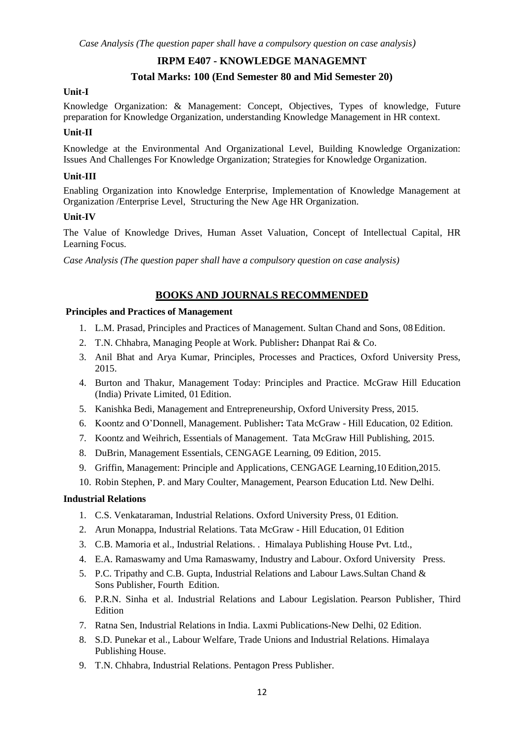*Case Analysis (The question paper shall have a compulsory question on case analysis)*

## IRPM E407 - KNOWLEDGE MANAGEMNT

### Total Marks: 100 (End Semester 80 and Mid Semester 20)

**Unit-I**

Knowledge Organization: & Management: Concept, Objectives, Types of knowledge, Future preparation for Knowledge Organization, understanding Knowledge Management in HR context.

**Unit-II**

Knowledge at the Environmental And Organizational Level, Building Knowledge Organization: Issues And Challenges For Knowledge Organization; Strategies for Knowledge Organization.

**Unit-III**

Enabling Organization into Knowledge Enterprise, Implementation of Knowledge Management at Organization /Enterprise Level, Structuring the New Age HR Organization.

**Unit-IV**

The Value of Knowledge Drives, Human Asset Valuation, Concept of Intellectual Capital, HR Learning Focus.

*Case Analysis (The question paper shall have a compulsory question on case analysis)*

## BOOKS AND JOURNALS RECOMMENDED

**Principles and Practices of Management**

1. L.M. Prasad, Principles and Practices of Management. Sultan Chand and Sons, 08 Edition.
2. T.N. Chhabra, Managing People at Work. Publisher**:** Dhanpat Rai & Co.
3. Anil Bhat and Arya Kumar, Principles, Processes and Practices, Oxford University Press, 2015.
4. Burton and Thakur, Management Today: Principles and Practice. McGraw Hill Education (India) Private Limited, 01 Edition.
5. Kanishka Bedi, Management and Entrepreneurship, Oxford University Press, 2015.
6. Koontz and O'Donnell, Management. Publisher**:** Tata McGraw - Hill Education, 02 Edition.
7. Koontz and Weihrich, Essentials of Management. Tata McGraw Hill Publishing, 2015.
8. DuBrin, Management Essentials, CENGAGE Learning, 09 Edition, 2015.
9. Griffin, Management: Principle and Applications, CENGAGE Learning,10 Edition,2015.
10. Robin Stephen, P. and Mary Coulter, Management, Pearson Education Ltd. New Delhi.

**Industrial Relations**

1. C.S. Venkataraman, Industrial Relations. Oxford University Press, 01 Edition.
2. Arun Monappa, Industrial Relations. Tata McGraw - Hill Education, 01 Edition
3. C.B. Mamoria et al., Industrial Relations. . Himalaya Publishing House Pvt. Ltd.,
4. E.A. Ramaswamy and Uma Ramaswamy, Industry and Labour. Oxford University Press.
5. P.C. Tripathy and C.B. Gupta, Industrial Relations and Labour Laws.Sultan Chand & Sons Publisher, Fourth Edition.
6. P.R.N. Sinha et al. Industrial Relations and Labour Legislation. Pearson Publisher, Third Edition
7. Ratna Sen, Industrial Relations in India. Laxmi Publications-New Delhi, 02 Edition.
8. S.D. Punekar et al., Labour Welfare, Trade Unions and Industrial Relations. Himalaya Publishing House.
9. T.N. Chhabra, Industrial Relations. Pentagon Press Publisher.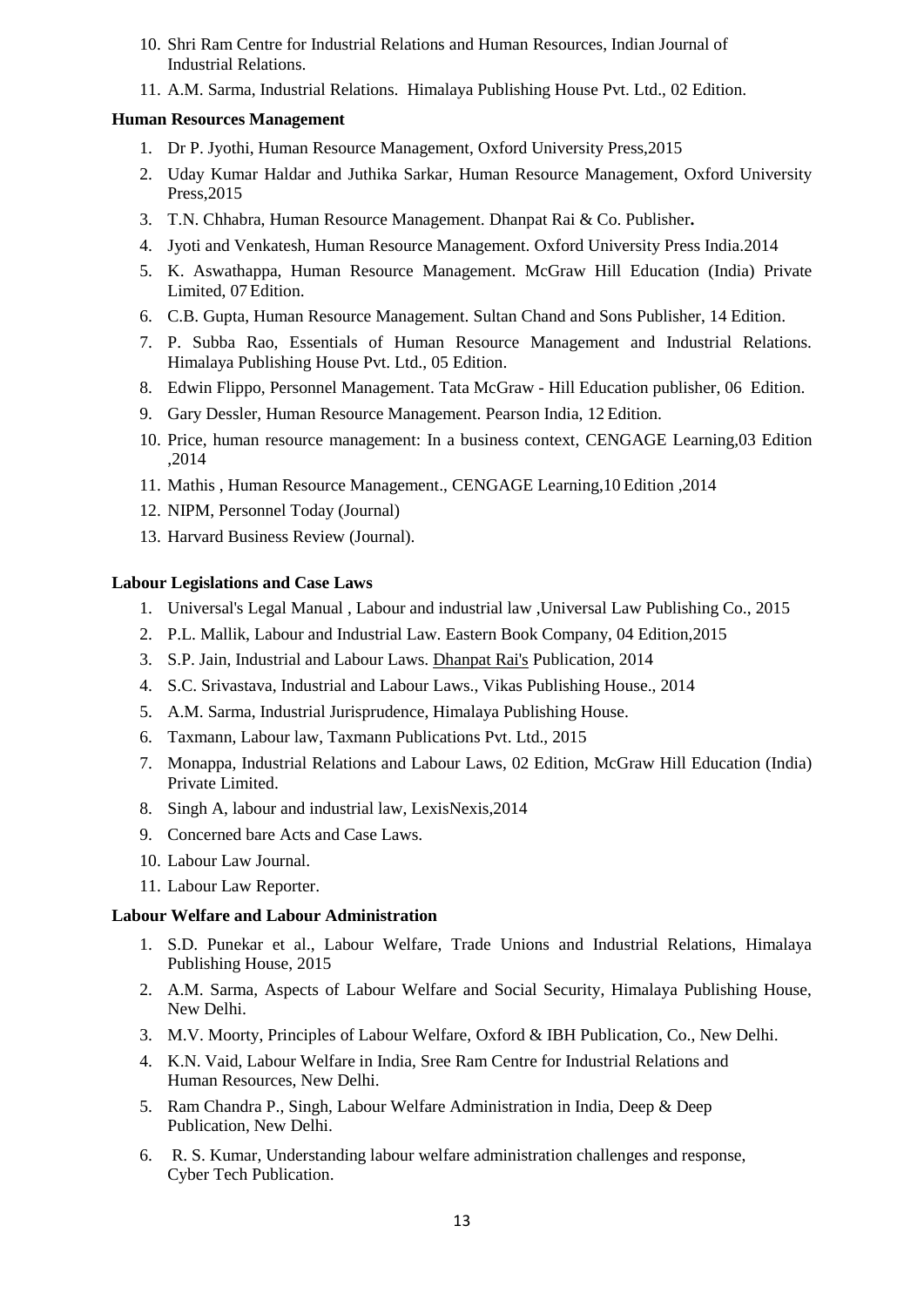10. Shri Ram Centre for Industrial Relations and Human Resources, Indian Journal of Industrial Relations.
11. A.M. Sarma, Industrial Relations. Himalaya Publishing House Pvt. Ltd., 02 Edition.

**Human Resources Management**

1. Dr P. Jyothi, Human Resource Management, Oxford University Press,2015
2. Uday Kumar Haldar and Juthika Sarkar, Human Resource Management, Oxford University Press,2015
3. T.N. Chhabra, Human Resource Management. Dhanpat Rai & Co. Publisher**.**
4. Jyoti and Venkatesh, Human Resource Management. Oxford University Press India.2014
5. K. Aswathappa, Human Resource Management. McGraw Hill Education (India) Private Limited, 07 Edition.
6. C.B. Gupta, Human Resource Management. Sultan Chand and Sons Publisher, 14 Edition.
7. P. Subba Rao, Essentials of Human Resource Management and Industrial Relations. Himalaya Publishing House Pvt. Ltd., 05 Edition.
8. Edwin Flippo, Personnel Management. Tata McGraw - Hill Education publisher, 06 Edition.
9. Gary Dessler, Human Resource Management. Pearson India, 12 Edition.
10. Price, human resource management: In a business context, CENGAGE Learning,03 Edition ,2014
11. Mathis , Human Resource Management., CENGAGE Learning,10 Edition ,2014
12. NIPM, Personnel Today (Journal)
13. Harvard Business Review (Journal).

**Labour Legislations and Case Laws**

1. Universal's Legal Manual , Labour and industrial law ,Universal Law Publishing Co., 2015
2. P.L. Mallik, Labour and Industrial Law. Eastern Book Company, 04 Edition,2015
3. S.P. Jain, Industrial and Labour Laws. Dhanpat Rai's Publication, 2014
4. S.C. Srivastava, Industrial and Labour Laws., Vikas Publishing House., 2014
5. A.M. Sarma, Industrial Jurisprudence, Himalaya Publishing House.
6. Taxmann, Labour law, Taxmann Publications Pvt. Ltd., 2015
7. Monappa, Industrial Relations and Labour Laws, 02 Edition, McGraw Hill Education (India) Private Limited.
8. Singh A, labour and industrial law, LexisNexis,2014
9. Concerned bare Acts and Case Laws.
10. Labour Law Journal.
11. Labour Law Reporter.

**Labour Welfare and Labour Administration**

1. S.D. Punekar et al., Labour Welfare, Trade Unions and Industrial Relations, Himalaya Publishing House, 2015
2. A.M. Sarma, Aspects of Labour Welfare and Social Security, Himalaya Publishing House, New Delhi.
3. M.V. Moorty, Principles of Labour Welfare, Oxford & IBH Publication, Co., New Delhi.
4. K.N. Vaid, Labour Welfare in India, Sree Ram Centre for Industrial Relations and Human Resources, New Delhi.
5. Ram Chandra P., Singh, Labour Welfare Administration in India, Deep & Deep Publication, New Delhi.
6. R. S. Kumar, Understanding labour welfare administration challenges and response, Cyber Tech Publication.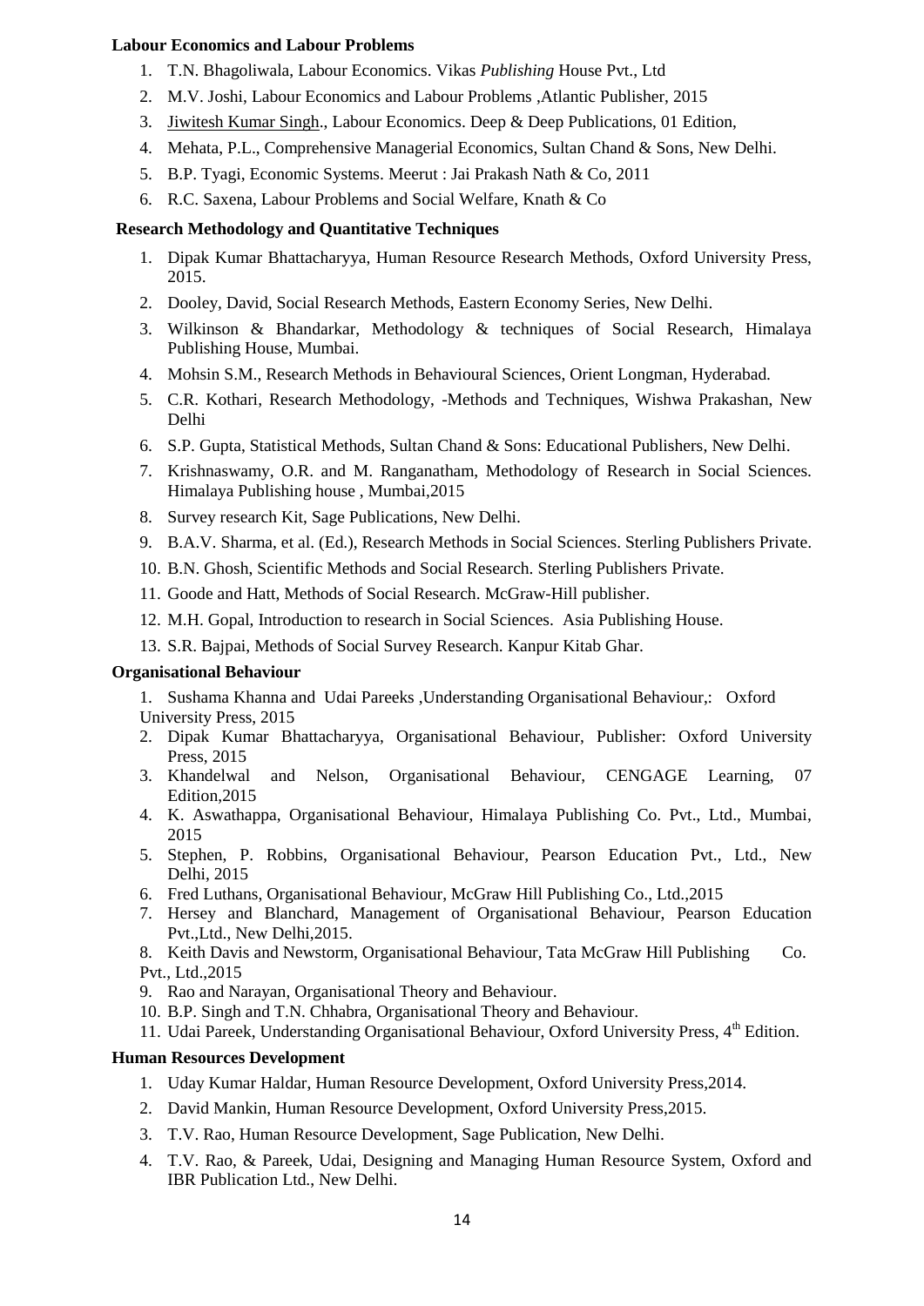**Labour Economics and Labour Problems**

1. T.N. Bhagoliwala, Labour Economics. Vikas *Publishing* House Pvt., Ltd
2. M.V. Joshi, Labour Economics and Labour Problems ,Atlantic Publisher, 2015
3. Jiwitesh Kumar Singh., Labour Economics. Deep & Deep Publications, 01 Edition,
4. Mehata, P.L., Comprehensive Managerial Economics, Sultan Chand & Sons, New Delhi.
5. B.P. Tyagi, Economic Systems. Meerut : Jai Prakash Nath & Co, 2011
6. R.C. Saxena, Labour Problems and Social Welfare, Knath & Co

**Research Methodology and Quantitative Techniques**

1. Dipak Kumar Bhattacharyya, Human Resource Research Methods, Oxford University Press, 2015.
2. Dooley, David, Social Research Methods, Eastern Economy Series, New Delhi.
3. Wilkinson & Bhandarkar, Methodology & techniques of Social Research, Himalaya Publishing House, Mumbai.
4. Mohsin S.M., Research Methods in Behavioural Sciences, Orient Longman, Hyderabad.
5. C.R. Kothari, Research Methodology, -Methods and Techniques, Wishwa Prakashan, New Delhi
6. S.P. Gupta, Statistical Methods, Sultan Chand & Sons: Educational Publishers, New Delhi.
7. Krishnaswamy, O.R. and M. Ranganatham, Methodology of Research in Social Sciences. Himalaya Publishing house , Mumbai,2015
8. Survey research Kit, Sage Publications, New Delhi.
9. B.A.V. Sharma, et al. (Ed.), Research Methods in Social Sciences. Sterling Publishers Private.
10. B.N. Ghosh, Scientific Methods and Social Research. Sterling Publishers Private.
11. Goode and Hatt, Methods of Social Research. McGraw-Hill publisher.
12. M.H. Gopal, Introduction to research in Social Sciences. Asia Publishing House.
13. S.R. Bajpai, Methods of Social Survey Research. Kanpur Kitab Ghar.

**Organisational Behaviour**

1. Sushama Khanna and Udai Pareeks ,Understanding Organisational Behaviour,: Oxford University Press, 2015
2. Dipak Kumar Bhattacharyya, Organisational Behaviour, Publisher: Oxford University Press, 2015
3. Khandelwal and Nelson, Organisational Behaviour, CENGAGE Learning, 07 Edition,2015
4. K. Aswathappa, Organisational Behaviour, Himalaya Publishing Co. Pvt., Ltd., Mumbai, 2015
5. Stephen, P. Robbins, Organisational Behaviour, Pearson Education Pvt., Ltd., New Delhi, 2015
6. Fred Luthans, Organisational Behaviour, McGraw Hill Publishing Co., Ltd.,2015
7. Hersey and Blanchard, Management of Organisational Behaviour, Pearson Education Pvt.,Ltd., New Delhi,2015.
8. Keith Davis and Newstorm, Organisational Behaviour, Tata McGraw Hill Publishing Co. Pvt., Ltd.,2015
9. Rao and Narayan, Organisational Theory and Behaviour.
10. B.P. Singh and T.N. Chhabra, Organisational Theory and Behaviour.
11. Udai Pareek, Understanding Organisational Behaviour, Oxford University Press, 4th Edition.

**Human Resources Development**

1. Uday Kumar Haldar, Human Resource Development, Oxford University Press,2014.
2. David Mankin, Human Resource Development, Oxford University Press,2015.
3. T.V. Rao, Human Resource Development, Sage Publication, New Delhi.
4. T.V. Rao, & Pareek, Udai, Designing and Managing Human Resource System, Oxford and IBR Publication Ltd., New Delhi.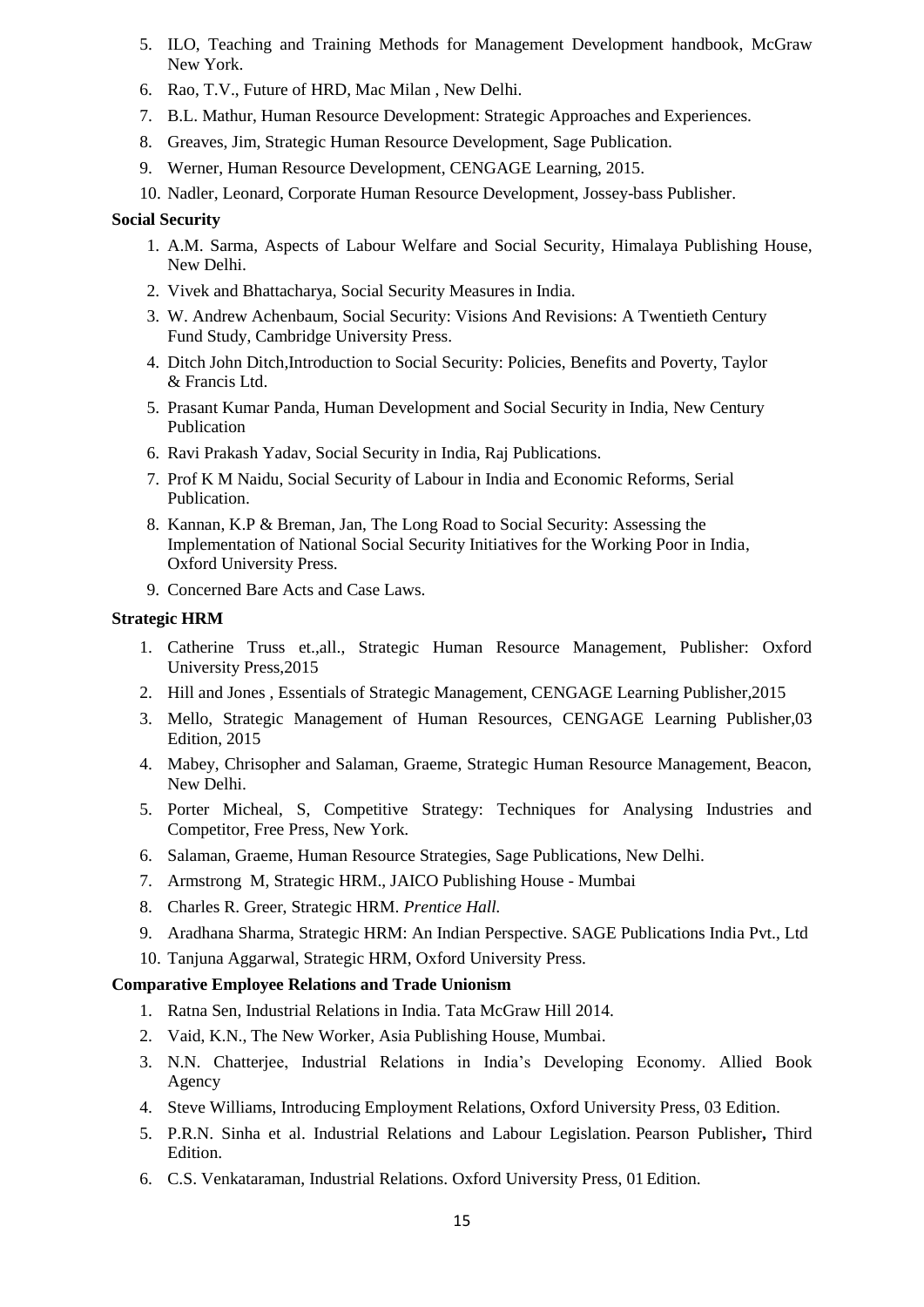5. ILO, Teaching and Training Methods for Management Development handbook, McGraw New York.
6. Rao, T.V., Future of HRD, Mac Milan , New Delhi.
7. B.L. Mathur, Human Resource Development: Strategic Approaches and Experiences.
8. Greaves, Jim, Strategic Human Resource Development, Sage Publication.
9. Werner, Human Resource Development, CENGAGE Learning, 2015.
10. Nadler, Leonard, Corporate Human Resource Development, Jossey-bass Publisher.

**Social Security**

1. A.M. Sarma, Aspects of Labour Welfare and Social Security, Himalaya Publishing House, New Delhi.
2. Vivek and Bhattacharya, Social Security Measures in India.
3. W. Andrew Achenbaum, Social Security: Visions And Revisions: A Twentieth Century Fund Study, Cambridge University Press.
4. Ditch John Ditch,Introduction to Social Security: Policies, Benefits and Poverty, Taylor & Francis Ltd.
5. Prasant Kumar Panda, Human Development and Social Security in India, New Century Publication
6. Ravi Prakash Yadav, Social Security in India, Raj Publications.
7. Prof K M Naidu, Social Security of Labour in India and Economic Reforms, Serial Publication.
8. Kannan, K.P & Breman, Jan, The Long Road to Social Security: Assessing the Implementation of National Social Security Initiatives for the Working Poor in India, Oxford University Press.
9. Concerned Bare Acts and Case Laws.

**Strategic HRM**

1. Catherine Truss et.,all., Strategic Human Resource Management, Publisher: Oxford University Press,2015
2. Hill and Jones , Essentials of Strategic Management, CENGAGE Learning Publisher,2015
3. Mello, Strategic Management of Human Resources, CENGAGE Learning Publisher,03 Edition, 2015
4. Mabey, Chrisopher and Salaman, Graeme, Strategic Human Resource Management, Beacon, New Delhi.
5. Porter Micheal, S, Competitive Strategy: Techniques for Analysing Industries and Competitor, Free Press, New York.
6. Salaman, Graeme, Human Resource Strategies, Sage Publications, New Delhi.
7. Armstrong M, Strategic HRM., JAICO Publishing House - Mumbai
8. Charles R. Greer, Strategic HRM. *Prentice Hall.*
9. Aradhana Sharma, Strategic HRM: An Indian Perspective. SAGE Publications India Pvt., Ltd
10. Tanjuna Aggarwal, Strategic HRM, Oxford University Press.

**Comparative Employee Relations and Trade Unionism**

1. Ratna Sen, Industrial Relations in India. Tata McGraw Hill 2014.
2. Vaid, K.N., The New Worker, Asia Publishing House, Mumbai.
3. N.N. Chatterjee, Industrial Relations in India's Developing Economy. Allied Book Agency
4. Steve Williams, Introducing Employment Relations, Oxford University Press, 03 Edition.
5. P.R.N. Sinha et al. Industrial Relations and Labour Legislation. Pearson Publisher**,** Third Edition.
6. C.S. Venkataraman, Industrial Relations. Oxford University Press, 01 Edition.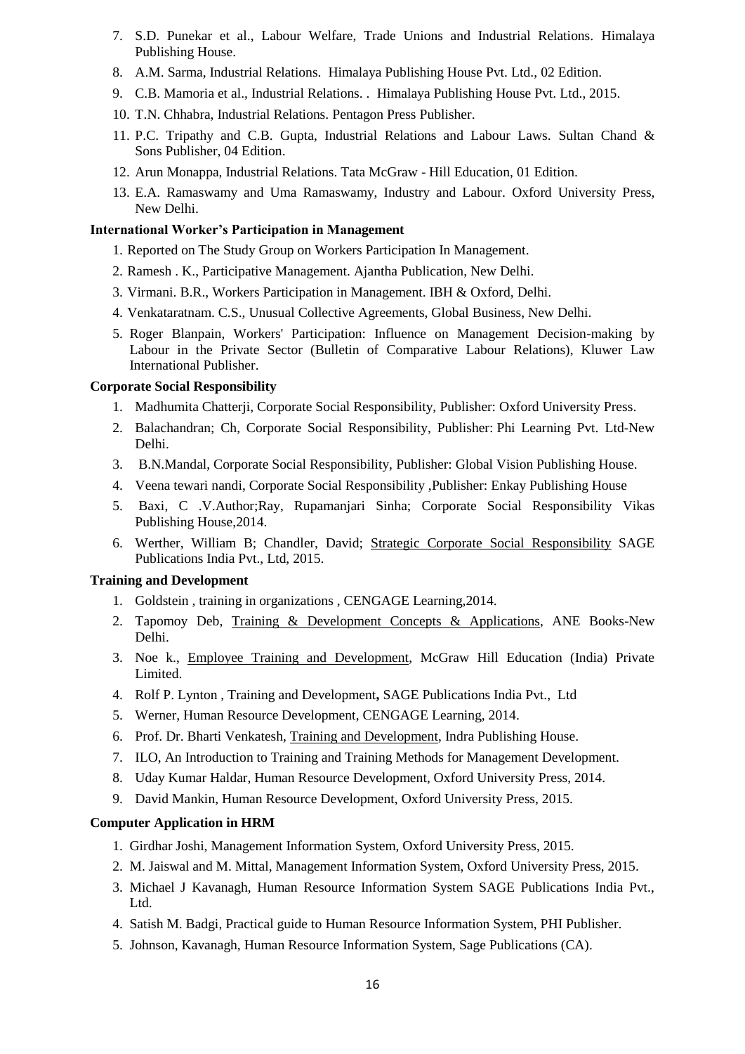7. S.D. Punekar et al., Labour Welfare, Trade Unions and Industrial Relations. Himalaya Publishing House.
8. A.M. Sarma, Industrial Relations. Himalaya Publishing House Pvt. Ltd., 02 Edition.
9. C.B. Mamoria et al., Industrial Relations. . Himalaya Publishing House Pvt. Ltd., 2015.
10. T.N. Chhabra, Industrial Relations. Pentagon Press Publisher.
11. P.C. Tripathy and C.B. Gupta, Industrial Relations and Labour Laws. Sultan Chand & Sons Publisher, 04 Edition.
12. Arun Monappa, Industrial Relations. Tata McGraw - Hill Education, 01 Edition.
13. E.A. Ramaswamy and Uma Ramaswamy, Industry and Labour. Oxford University Press, New Delhi.

**International Worker's Participation in Management**

1. Reported on The Study Group on Workers Participation In Management.
2. Ramesh . K., Participative Management. Ajantha Publication, New Delhi.
3. Virmani. B.R., Workers Participation in Management. IBH & Oxford, Delhi.
4. Venkataratnam. C.S., Unusual Collective Agreements, Global Business, New Delhi.
5. Roger Blanpain, Workers' Participation: Influence on Management Decision-making by Labour in the Private Sector (Bulletin of Comparative Labour Relations), Kluwer Law International Publisher.

**Corporate Social Responsibility**

1. Madhumita Chatterji, Corporate Social Responsibility, Publisher: Oxford University Press.
2. Balachandran; Ch, Corporate Social Responsibility, Publisher: Phi Learning Pvt. Ltd-New Delhi.
3. B.N.Mandal, Corporate Social Responsibility, Publisher: Global Vision Publishing House.
4. Veena tewari nandi, Corporate Social Responsibility ,Publisher: Enkay Publishing House
5. Baxi, C .V.Author;Ray, Rupamanjari Sinha; Corporate Social Responsibility Vikas Publishing House,2014.
6. Werther, William B; Chandler, David; Strategic Corporate Social Responsibility SAGE Publications India Pvt., Ltd, 2015.

**Training and Development**

1. Goldstein , training in organizations , CENGAGE Learning,2014.
2. Tapomoy Deb, Training & Development Concepts & Applications, ANE Books-New Delhi.
3. Noe k., Employee Training and Development, McGraw Hill Education (India) Private Limited.
4. Rolf P. Lynton , Training and Development**,** SAGE Publications India Pvt., Ltd
5. Werner, Human Resource Development, CENGAGE Learning, 2014.
6. Prof. Dr. Bharti Venkatesh, Training and Development, Indra Publishing House.
7. ILO, An Introduction to Training and Training Methods for Management Development.
8. Uday Kumar Haldar, Human Resource Development, Oxford University Press, 2014.
9. David Mankin, Human Resource Development, Oxford University Press, 2015.

**Computer Application in HRM**

1. Girdhar Joshi, Management Information System, Oxford University Press, 2015.
2. M. Jaiswal and M. Mittal, Management Information System, Oxford University Press, 2015.
3. Michael J Kavanagh, Human Resource Information System SAGE Publications India Pvt., Ltd.
4. Satish M. Badgi, Practical guide to Human Resource Information System, PHI Publisher.
5. Johnson, Kavanagh, Human Resource Information System, Sage Publications (CA).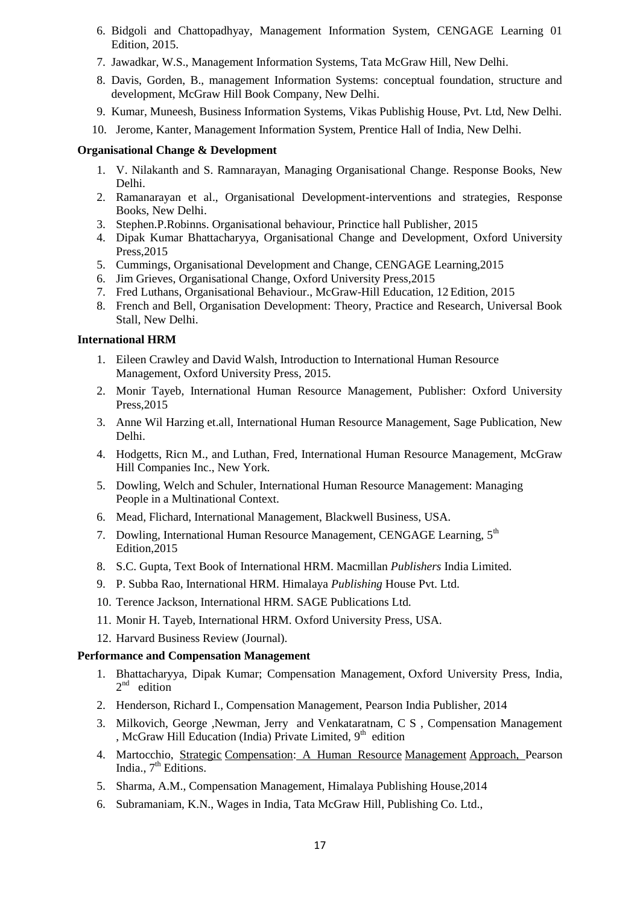6. Bidgoli and Chattopadhyay, Management Information System, CENGAGE Learning 01 Edition, 2015.
7. Jawadkar, W.S., Management Information Systems, Tata McGraw Hill, New Delhi.
8. Davis, Gorden, B., management Information Systems: conceptual foundation, structure and development, McGraw Hill Book Company, New Delhi.
9. Kumar, Muneesh, Business Information Systems, Vikas Publishig House, Pvt. Ltd, New Delhi.
10. Jerome, Kanter, Management Information System, Prentice Hall of India, New Delhi.

**Organisational Change & Development**

1. V. Nilakanth and S. Ramnarayan, Managing Organisational Change. Response Books, New Delhi.
2. Ramanarayan et al., Organisational Development-interventions and strategies, Response Books, New Delhi.
3. Stephen.P.Robinns. Organisational behaviour, Princtice hall Publisher, 2015
4. Dipak Kumar Bhattacharyya, Organisational Change and Development, Oxford University Press,2015
5. Cummings, Organisational Development and Change, CENGAGE Learning,2015
6. Jim Grieves, Organisational Change, Oxford University Press,2015
7. Fred Luthans, Organisational Behaviour., McGraw-Hill Education, 12 Edition, 2015
8. French and Bell, Organisation Development: Theory, Practice and Research, Universal Book Stall, New Delhi.

**International HRM**

1. Eileen Crawley and David Walsh, Introduction to International Human Resource Management, Oxford University Press, 2015.
2. Monir Tayeb, International Human Resource Management, Publisher: Oxford University Press,2015
3. Anne Wil Harzing et.all, International Human Resource Management, Sage Publication, New Delhi.
4. Hodgetts, Ricn M., and Luthan, Fred, International Human Resource Management, McGraw Hill Companies Inc., New York.
5. Dowling, Welch and Schuler, International Human Resource Management: Managing People in a Multinational Context.
6. Mead, Flichard, International Management, Blackwell Business, USA.
7. Dowling, International Human Resource Management, CENGAGE Learning, 5th Edition,2015
8. S.C. Gupta, Text Book of International HRM. Macmillan *Publishers* India Limited.
9. P. Subba Rao, International HRM. Himalaya *Publishing* House Pvt. Ltd.
10. Terence Jackson, International HRM. SAGE Publications Ltd.
11. Monir H. Tayeb, International HRM. Oxford University Press, USA.
12. Harvard Business Review (Journal).

**Performance and Compensation Management**

1. Bhattacharyya, Dipak Kumar; Compensation Management, Oxford University Press, India, 2nd edition
2. Henderson, Richard I., Compensation Management, Pearson India Publisher, 2014
3. Milkovich, George ,Newman, Jerry and Venkataratnam, C S , Compensation Management , McGraw Hill Education (India) Private Limited, 9th edition
4. Martocchio, Strategic Compensation: A Human Resource Management Approach, Pearson India., 7th Editions.
5. Sharma, A.M., Compensation Management, Himalaya Publishing House,2014
6. Subramaniam, K.N., Wages in India, Tata McGraw Hill, Publishing Co. Ltd.,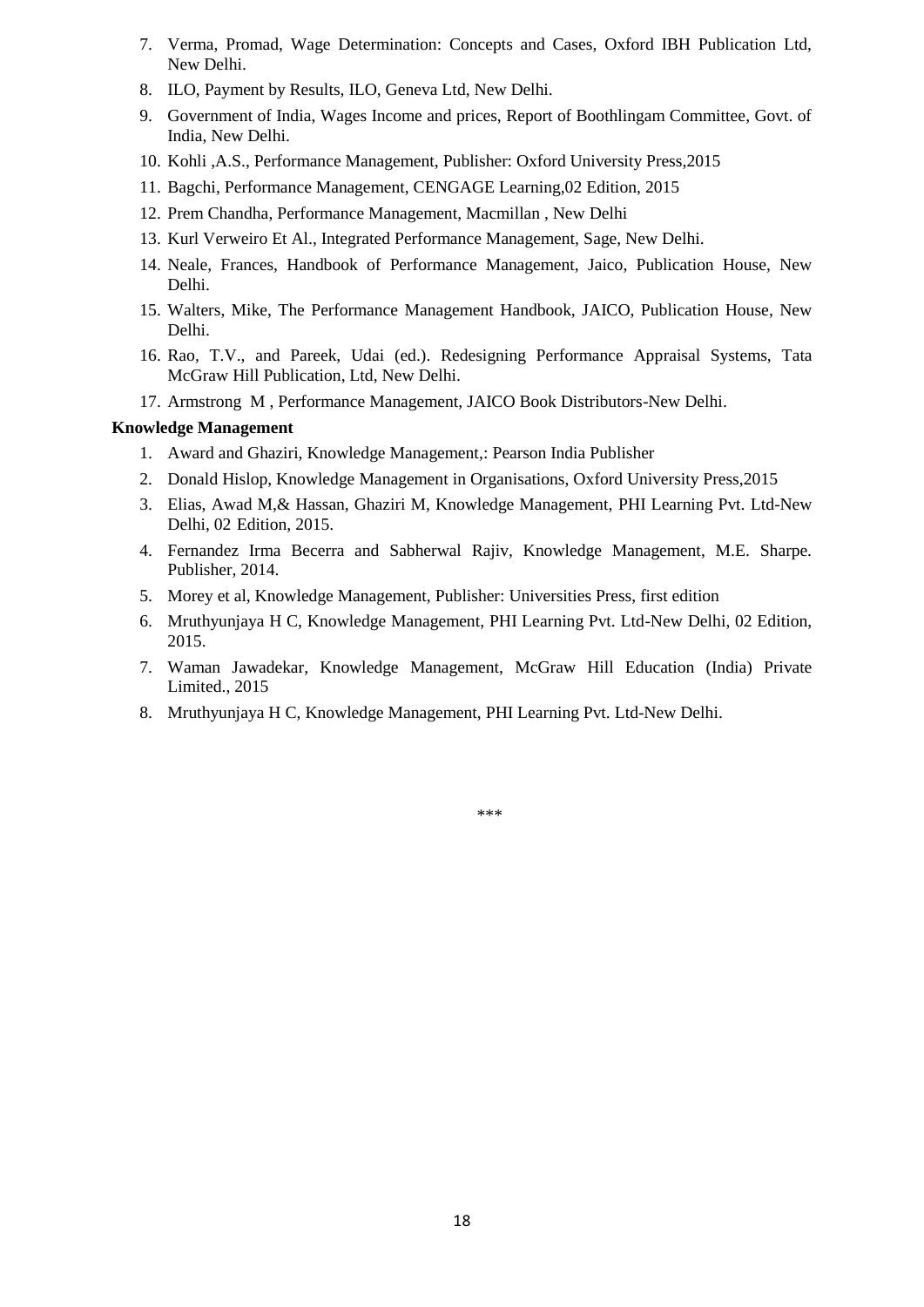7. Verma, Promad, Wage Determination: Concepts and Cases, Oxford IBH Publication Ltd, New Delhi.
8. ILO, Payment by Results, ILO, Geneva Ltd, New Delhi.
9. Government of India, Wages Income and prices, Report of Boothlingam Committee, Govt. of India, New Delhi.
10. Kohli ,A.S., Performance Management, Publisher: Oxford University Press,2015
11. Bagchi, Performance Management, CENGAGE Learning,02 Edition, 2015
12. Prem Chandha, Performance Management, Macmillan , New Delhi
13. Kurl Verweiro Et Al., Integrated Performance Management, Sage, New Delhi.
14. Neale, Frances, Handbook of Performance Management, Jaico, Publication House, New Delhi.
15. Walters, Mike, The Performance Management Handbook, JAICO, Publication House, New Delhi.
16. Rao, T.V., and Pareek, Udai (ed.). Redesigning Performance Appraisal Systems, Tata McGraw Hill Publication, Ltd, New Delhi.
17. Armstrong M , Performance Management, JAICO Book Distributors-New Delhi.

**Knowledge Management**

1. Award and Ghaziri, Knowledge Management,: Pearson India Publisher
2. Donald Hislop, Knowledge Management in Organisations, Oxford University Press,2015
3. Elias, Awad M,& Hassan, Ghaziri M, Knowledge Management, PHI Learning Pvt. Ltd-New Delhi, 02 Edition, 2015.
4. Fernandez Irma Becerra and Sabherwal Rajiv, Knowledge Management, M.E. Sharpe. Publisher, 2014.
5. Morey et al, Knowledge Management, Publisher: Universities Press, first edition
6. Mruthyunjaya H C, Knowledge Management, PHI Learning Pvt. Ltd-New Delhi, 02 Edition, 2015.
7. Waman Jawadekar, Knowledge Management, McGraw Hill Education (India) Private Limited., 2015
8. Mruthyunjaya H C, Knowledge Management, PHI Learning Pvt. Ltd-New Delhi.

***